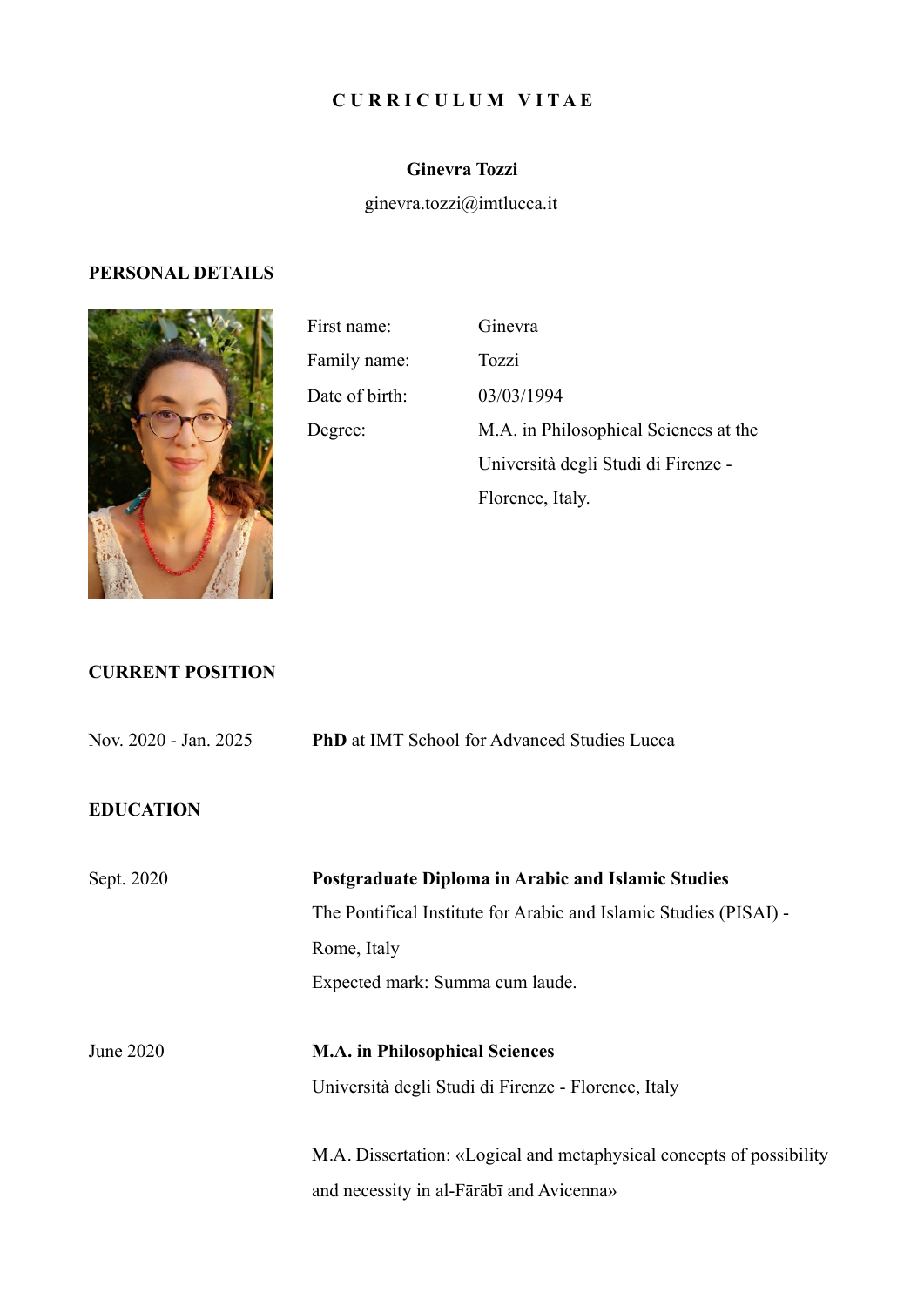# CURRICULUM VITAE

**Ginevra Tozzi**

ginevra.tozzi@imtlucca.it

## PERSONAL DETAILS

| | |
|---|---|
| First name: | Ginevra |
| Family name: | Tozzi |
| Date of birth: | 03/03/1994 |
| Degree: | M.A. in Philosophical Sciences at the Università degli Studi di Firenze - Florence, Italy. |

## CURRENT POSITION

Nov. 2020 - Jan. 2025 — **PhD** at IMT School for Advanced Studies Lucca

## EDUCATION

Sept. 2020 — **Postgraduate Diploma in Arabic and Islamic Studies**
The Pontifical Institute for Arabic and Islamic Studies (PISAI) - Rome, Italy
Expected mark: Summa cum laude.

June 2020 — **M.A. in Philosophical Sciences**
Università degli Studi di Firenze - Florence, Italy

M.A. Dissertation: «Logical and metaphysical concepts of possibility and necessity in al-Fārābī and Avicenna»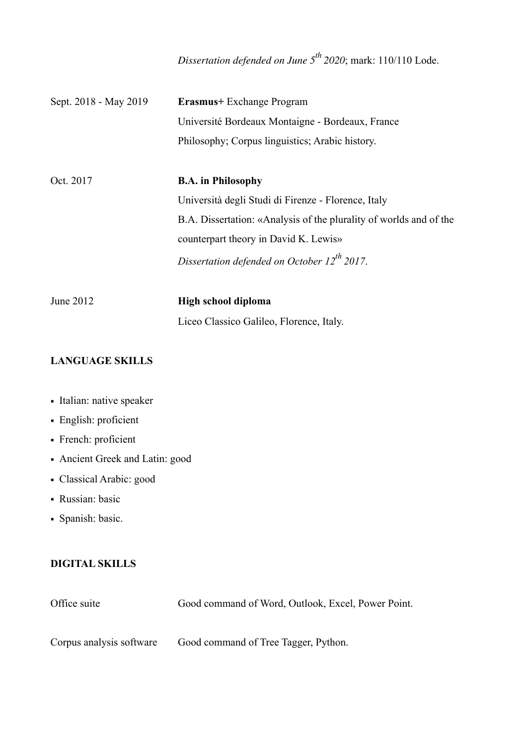*Dissertation defended on June 5th 2020*; mark: 110/110 Lode.

Sept. 2018 - May 2019 **Erasmus+** Exchange Program
Université Bordeaux Montaigne - Bordeaux, France
Philosophy; Corpus linguistics; Arabic history.

Oct. 2017 **B.A. in Philosophy**
Università degli Studi di Firenze - Florence, Italy
B.A. Dissertation: «Analysis of the plurality of worlds and of the counterpart theory in David K. Lewis»
*Dissertation defended on October 12th 2017*.

June 2012 **High school diploma**
Liceo Classico Galileo, Florence, Italy.

**LANGUAGE SKILLS**

- Italian: native speaker
- English: proficient
- French: proficient
- Ancient Greek and Latin: good
- Classical Arabic: good
- Russian: basic
- Spanish: basic.

**DIGITAL SKILLS**

Office suite Good command of Word, Outlook, Excel, Power Point.

Corpus analysis software Good command of Tree Tagger, Python.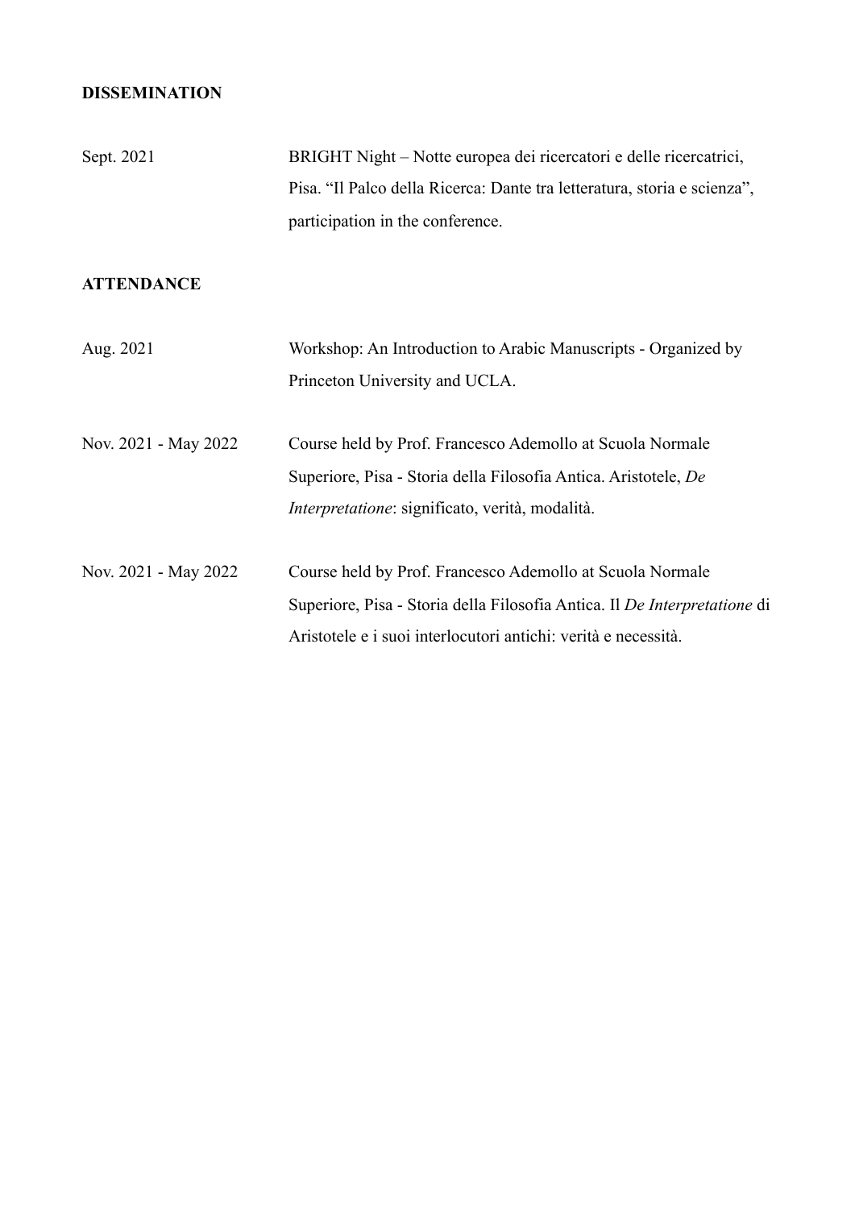**DISSEMINATION**

| | |
|---|---|
| Sept. 2021 | BRIGHT Night – Notte europea dei ricercatori e delle ricercatrici, Pisa. "Il Palco della Ricerca: Dante tra letteratura, storia e scienza", participation in the conference. |

**ATTENDANCE**

| | |
|---|---|
| Aug. 2021 | Workshop: An Introduction to Arabic Manuscripts - Organized by Princeton University and UCLA. |
| Nov. 2021 - May 2022 | Course held by Prof. Francesco Ademollo at Scuola Normale Superiore, Pisa - Storia della Filosofia Antica. Aristotele, *De Interpretatione*: significato, verità, modalità. |
| Nov. 2021 - May 2022 | Course held by Prof. Francesco Ademollo at Scuola Normale Superiore, Pisa - Storia della Filosofia Antica. Il *De Interpretatione* di Aristotele e i suoi interlocutori antichi: verità e necessità. |